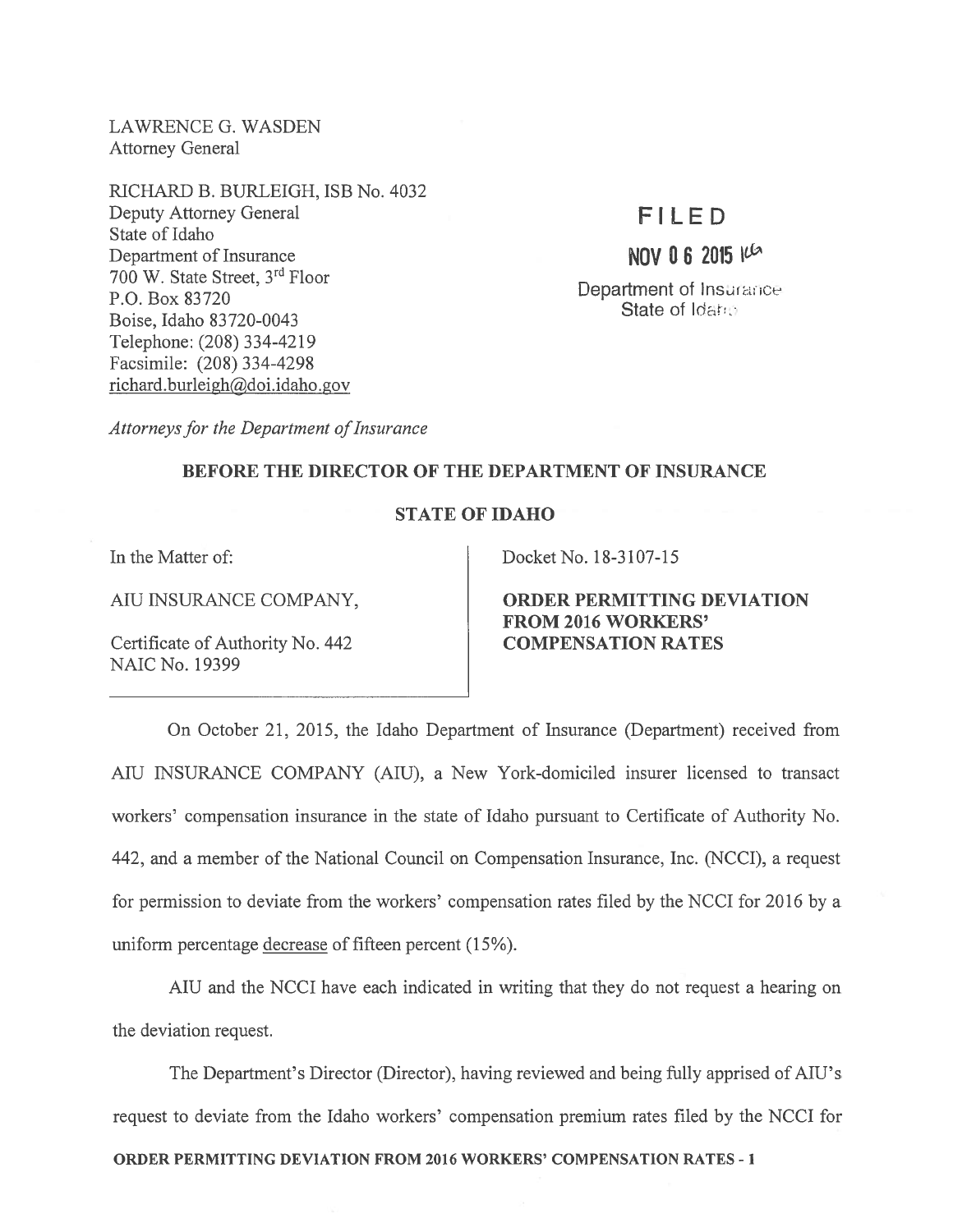LAWRENCE G. WASDEN
Attorney General

RICHARD B. BURLEIGH, ISB No. 4032
Deputy Attorney General
State of Idaho
Department of Insurance
700 W. State Street, 3rd Floor
P.O. Box 83720
Boise, Idaho 83720-0043
Telephone: (208) 334-4219
Facsimile: (208) 334-4298
richard.burleigh@doi.idaho.gov

*Attorneys for the Department of Insurance*

FILED
NOV 06 2015
Department of Insurance
State of Idaho

**BEFORE THE DIRECTOR OF THE DEPARTMENT OF INSURANCE**

**STATE OF IDAHO**

| In the Matter of: AIU INSURANCE COMPANY, Certificate of Authority No. 442 NAIC No. 19399 | Docket No. 18-3107-15 **ORDER PERMITTING DEVIATION FROM 2016 WORKERS' COMPENSATION RATES** |
|---|---|

On October 21, 2015, the Idaho Department of Insurance (Department) received from AIU INSURANCE COMPANY (AIU), a New York-domiciled insurer licensed to transact workers' compensation insurance in the state of Idaho pursuant to Certificate of Authority No. 442, and a member of the National Council on Compensation Insurance, Inc. (NCCI), a request for permission to deviate from the workers' compensation rates filed by the NCCI for 2016 by a uniform percentage decrease of fifteen percent (15%).

AIU and the NCCI have each indicated in writing that they do not request a hearing on the deviation request.

The Department's Director (Director), having reviewed and being fully apprised of AIU's request to deviate from the Idaho workers' compensation premium rates filed by the NCCI for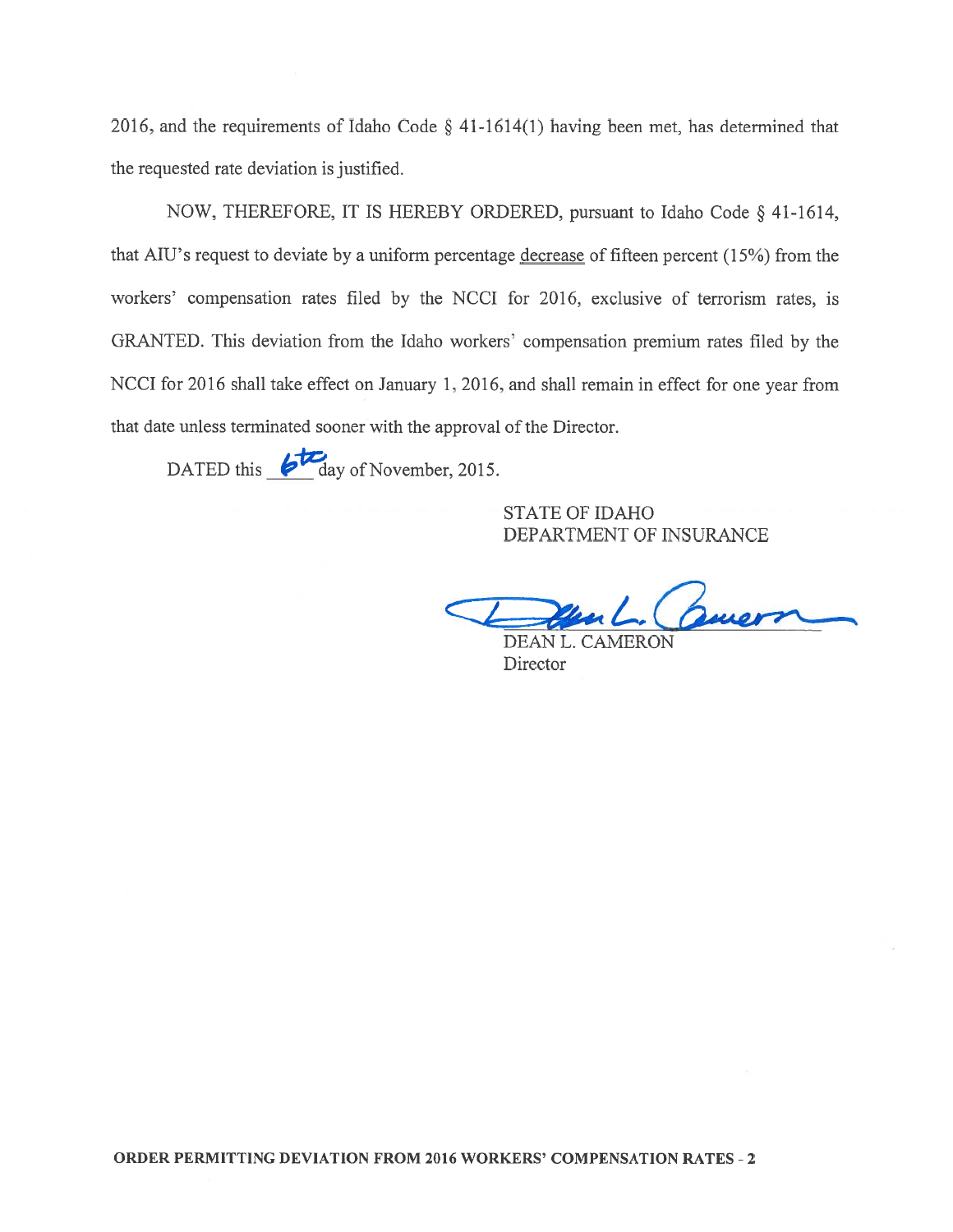2016, and the requirements of Idaho Code § 41-1614(1) having been met, has determined that the requested rate deviation is justified.

NOW, THEREFORE, IT IS HEREBY ORDERED, pursuant to Idaho Code § 41-1614, that AIU's request to deviate by a uniform percentage decrease of fifteen percent (15%) from the workers' compensation rates filed by the NCCI for 2016, exclusive of terrorism rates, is GRANTED. This deviation from the Idaho workers' compensation premium rates filed by the NCCI for 2016 shall take effect on January 1, 2016, and shall remain in effect for one year from that date unless terminated sooner with the approval of the Director.

DATED this 6th day of November, 2015.

STATE OF IDAHO
DEPARTMENT OF INSURANCE

DEAN L. CAMERON
Director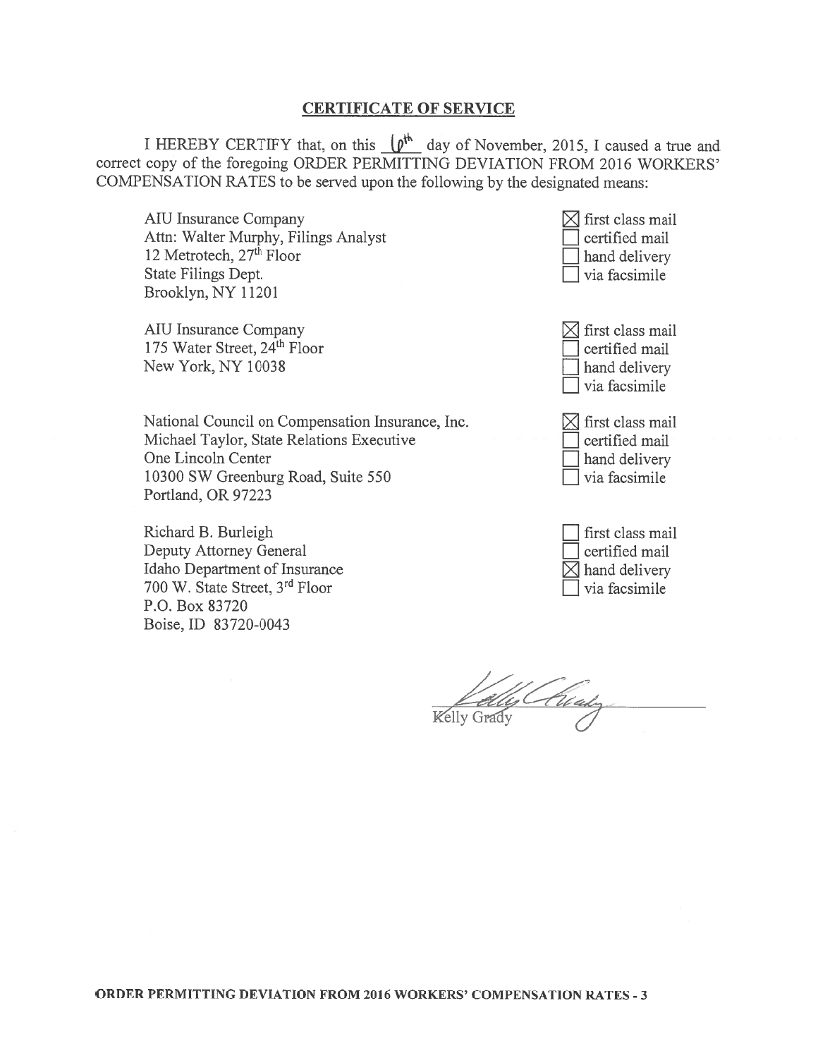## CERTIFICATE OF SERVICE

I HEREBY CERTIFY that, on this 6th day of November, 2015, I caused a true and correct copy of the foregoing ORDER PERMITTING DEVIATION FROM 2016 WORKERS' COMPENSATION RATES to be served upon the following by the designated means:

| | |
|---|---|
| AIU Insurance Company<br>Attn: Walter Murphy, Filings Analyst<br>12 Metrotech, 27th Floor<br>State Filings Dept.<br>Brooklyn, NY 11201 | ☒ first class mail<br>☐ certified mail<br>☐ hand delivery<br>☐ via facsimile |
| AIU Insurance Company<br>175 Water Street, 24th Floor<br>New York, NY 10038 | ☒ first class mail<br>☐ certified mail<br>☐ hand delivery<br>☐ via facsimile |
| National Council on Compensation Insurance, Inc.<br>Michael Taylor, State Relations Executive<br>One Lincoln Center<br>10300 SW Greenburg Road, Suite 550<br>Portland, OR 97223 | ☒ first class mail<br>☐ certified mail<br>☐ hand delivery<br>☐ via facsimile |
| Richard B. Burleigh<br>Deputy Attorney General<br>Idaho Department of Insurance<br>700 W. State Street, 3rd Floor<br>P.O. Box 83720<br>Boise, ID 83720-0043 | ☐ first class mail<br>☐ certified mail<br>☒ hand delivery<br>☐ via facsimile |

Kelly Grady